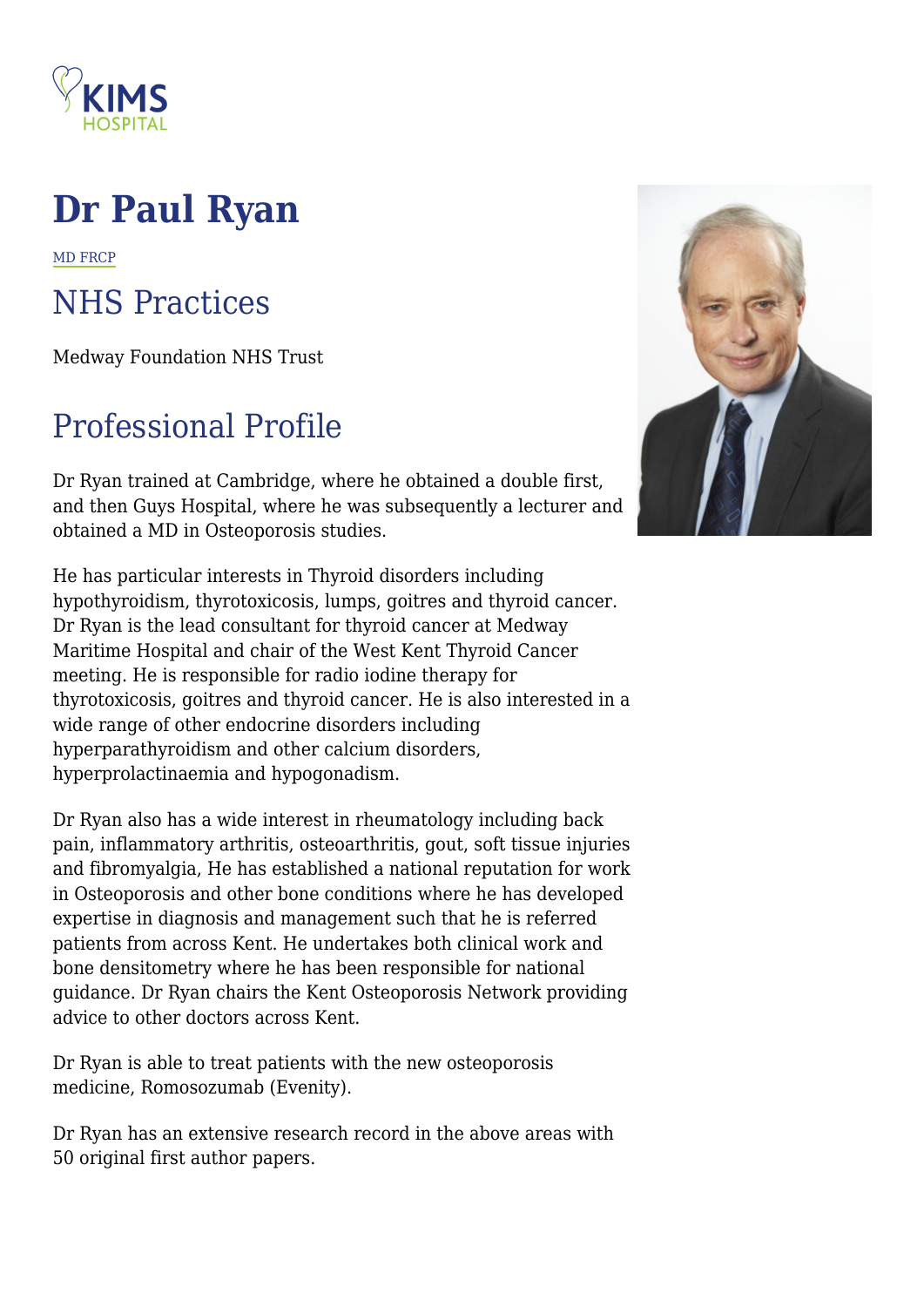# Dr Paul Ryan

MD FRCP

## NHS Practices

Medway Foundation NHS Trust

## Professional Profile

Dr Ryan trained at Cambridge, where he obtained a double first, and then Guys Hospital, where he was subsequently a lecturer and obtained a MD in Osteoporosis studies.

He has particular interests in Thyroid disorders including hypothyroidism, thyrotoxicosis, lumps, goitres and thyroid cancer. Dr Ryan is the lead consultant for thyroid cancer at Medway Maritime Hospital and chair of the West Kent Thyroid Cancer meeting. He is responsible for radio iodine therapy for thyrotoxicosis, goitres and thyroid cancer. He is also interested in a wide range of other endocrine disorders including hyperparathyroidism and other calcium disorders, hyperprolactinaemia and hypogonadism.

Dr Ryan also has a wide interest in rheumatology including back pain, inflammatory arthritis, osteoarthritis, gout, soft tissue injuries and fibromyalgia, He has established a national reputation for work in Osteoporosis and other bone conditions where he has developed expertise in diagnosis and management such that he is referred patients from across Kent. He undertakes both clinical work and bone densitometry where he has been responsible for national guidance. Dr Ryan chairs the Kent Osteoporosis Network providing advice to other doctors across Kent.

Dr Ryan is able to treat patients with the new osteoporosis medicine, Romosozumab (Evenity).

Dr Ryan has an extensive research record in the above areas with 50 original first author papers.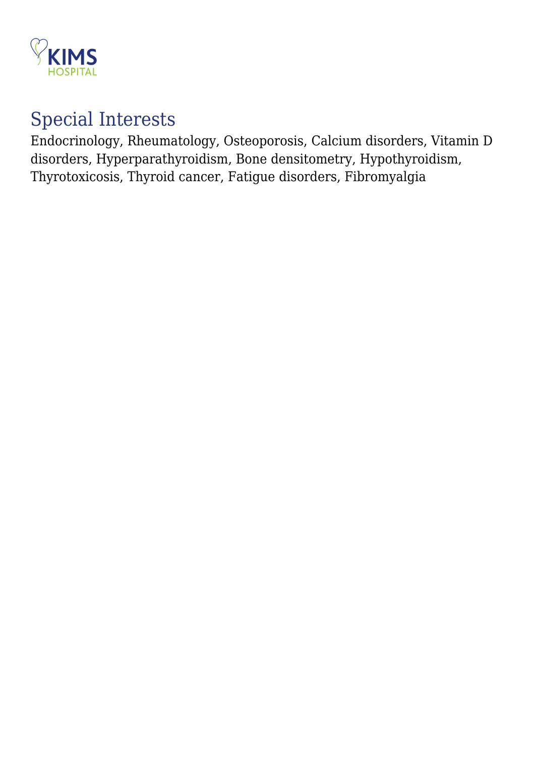## Special Interests

Endocrinology, Rheumatology, Osteoporosis, Calcium disorders, Vitamin D disorders, Hyperparathyroidism, Bone densitometry, Hypothyroidism, Thyrotoxicosis, Thyroid cancer, Fatigue disorders, Fibromyalgia